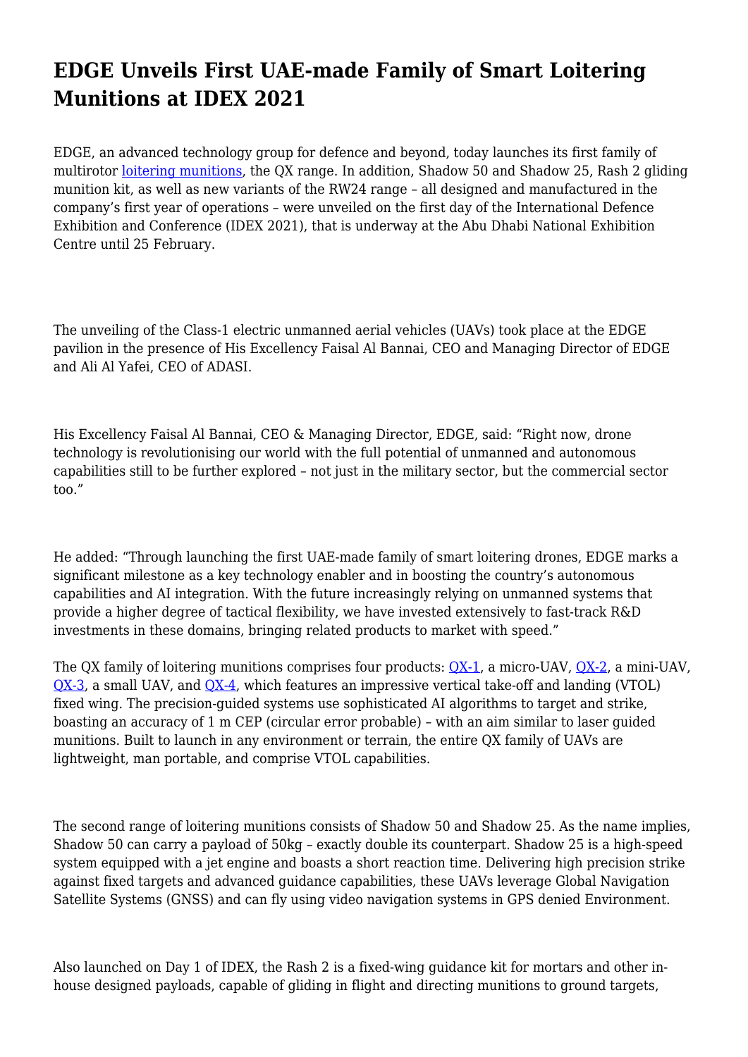# EDGE Unveils First UAE-made Family of Smart Loitering Munitions at IDEX 2021

EDGE, an advanced technology group for defence and beyond, today launches its first family of multirotor loitering munitions, the QX range. In addition, Shadow 50 and Shadow 25, Rash 2 gliding munition kit, as well as new variants of the RW24 range – all designed and manufactured in the company's first year of operations – were unveiled on the first day of the International Defence Exhibition and Conference (IDEX 2021), that is underway at the Abu Dhabi National Exhibition Centre until 25 February.

The unveiling of the Class-1 electric unmanned aerial vehicles (UAVs) took place at the EDGE pavilion in the presence of His Excellency Faisal Al Bannai, CEO and Managing Director of EDGE and Ali Al Yafei, CEO of ADASI.

His Excellency Faisal Al Bannai, CEO & Managing Director, EDGE, said: "Right now, drone technology is revolutionising our world with the full potential of unmanned and autonomous capabilities still to be further explored – not just in the military sector, but the commercial sector too."

He added: "Through launching the first UAE-made family of smart loitering drones, EDGE marks a significant milestone as a key technology enabler and in boosting the country's autonomous capabilities and AI integration. With the future increasingly relying on unmanned systems that provide a higher degree of tactical flexibility, we have invested extensively to fast-track R&D investments in these domains, bringing related products to market with speed."

The QX family of loitering munitions comprises four products: QX-1, a micro-UAV, QX-2, a mini-UAV, QX-3, a small UAV, and QX-4, which features an impressive vertical take-off and landing (VTOL) fixed wing. The precision-guided systems use sophisticated AI algorithms to target and strike, boasting an accuracy of 1 m CEP (circular error probable) – with an aim similar to laser guided munitions. Built to launch in any environment or terrain, the entire QX family of UAVs are lightweight, man portable, and comprise VTOL capabilities.

The second range of loitering munitions consists of Shadow 50 and Shadow 25. As the name implies, Shadow 50 can carry a payload of 50kg – exactly double its counterpart. Shadow 25 is a high-speed system equipped with a jet engine and boasts a short reaction time. Delivering high precision strike against fixed targets and advanced guidance capabilities, these UAVs leverage Global Navigation Satellite Systems (GNSS) and can fly using video navigation systems in GPS denied Environment.

Also launched on Day 1 of IDEX, the Rash 2 is a fixed-wing guidance kit for mortars and other in-house designed payloads, capable of gliding in flight and directing munitions to ground targets,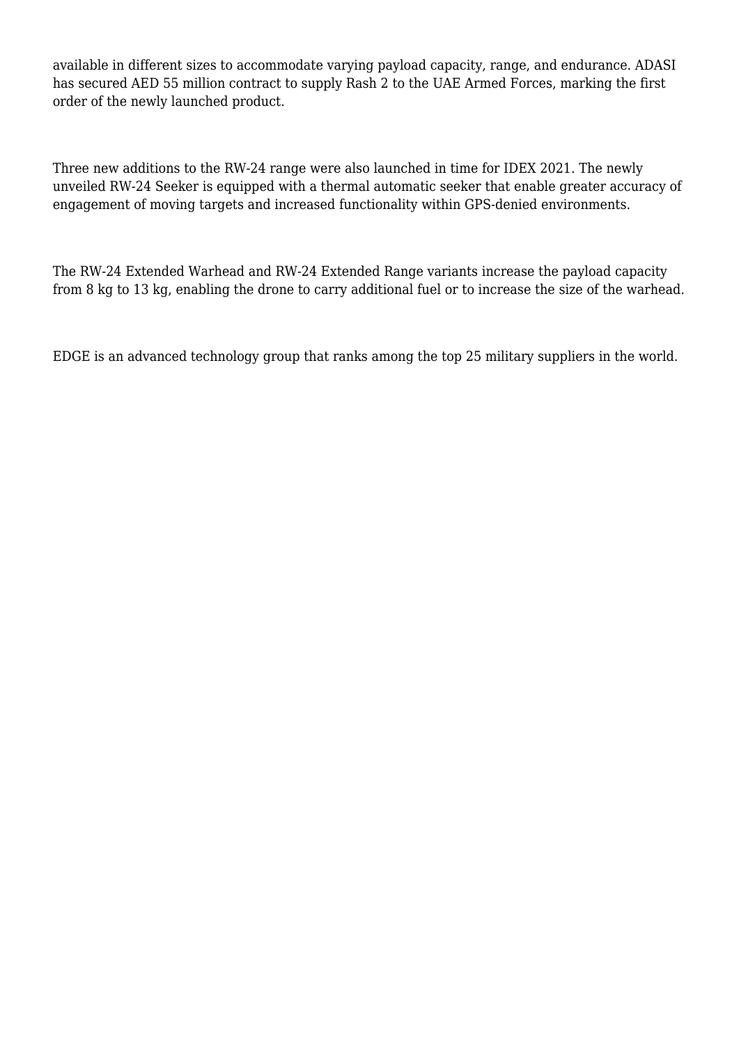available in different sizes to accommodate varying payload capacity, range, and endurance. ADASI has secured AED 55 million contract to supply Rash 2 to the UAE Armed Forces, marking the first order of the newly launched product.

Three new additions to the RW-24 range were also launched in time for IDEX 2021. The newly unveiled RW-24 Seeker is equipped with a thermal automatic seeker that enable greater accuracy of engagement of moving targets and increased functionality within GPS-denied environments.

The RW-24 Extended Warhead and RW-24 Extended Range variants increase the payload capacity from 8 kg to 13 kg, enabling the drone to carry additional fuel or to increase the size of the warhead.

EDGE is an advanced technology group that ranks among the top 25 military suppliers in the world.